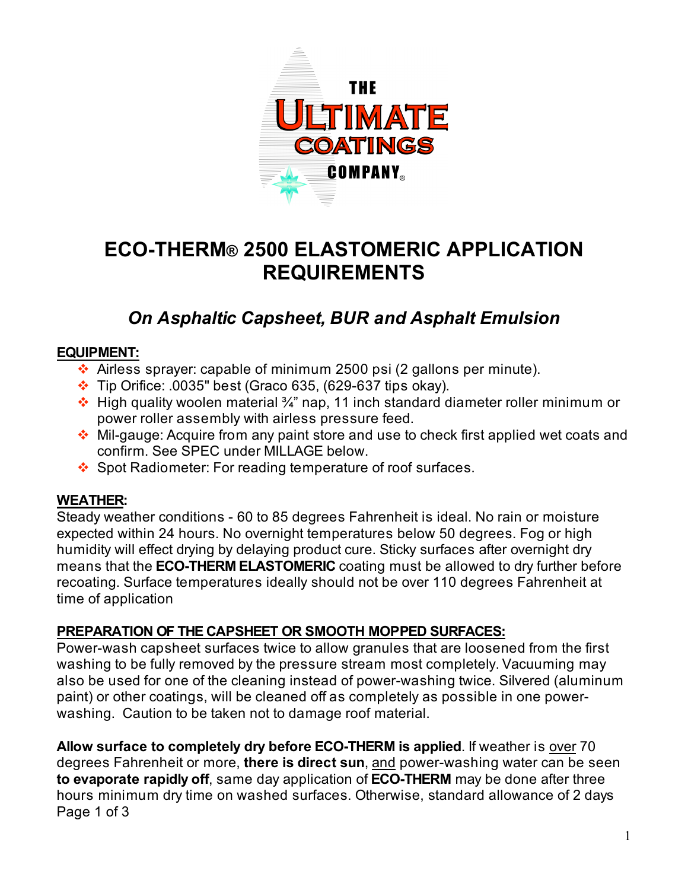THE **ULTIMATE COATINGS COMPANY**®

# ECO-THERM® 2500 ELASTOMERIC APPLICATION REQUIREMENTS

## *On Asphaltic Capsheet, BUR and Asphalt Emulsion*

**EQUIPMENT:**

- Airless sprayer: capable of minimum 2500 psi (2 gallons per minute).
- Tip Orifice: .0035" best (Graco 635, (629-637 tips okay).
- High quality woolen material ¾" nap, 11 inch standard diameter roller minimum or power roller assembly with airless pressure feed.
- Mil-gauge: Acquire from any paint store and use to check first applied wet coats and confirm. See SPEC under MILLAGE below.
- Spot Radiometer: For reading temperature of roof surfaces.

**WEATHER:**

Steady weather conditions - 60 to 85 degrees Fahrenheit is ideal. No rain or moisture expected within 24 hours. No overnight temperatures below 50 degrees. Fog or high humidity will effect drying by delaying product cure. Sticky surfaces after overnight dry means that the **ECO-THERM ELASTOMERIC** coating must be allowed to dry further before recoating. Surface temperatures ideally should not be over 110 degrees Fahrenheit at time of application

**PREPARATION OF THE CAPSHEET OR SMOOTH MOPPED SURFACES:**

Power-wash capsheet surfaces twice to allow granules that are loosened from the first washing to be fully removed by the pressure stream most completely. Vacuuming may also be used for one of the cleaning instead of power-washing twice. Silvered (aluminum paint) or other coatings, will be cleaned off as completely as possible in one power-washing. Caution to be taken not to damage roof material.

**Allow surface to completely dry before ECO-THERM is applied**. If weather is over 70 degrees Fahrenheit or more, **there is direct sun**, and power-washing water can be seen **to evaporate rapidly off**, same day application of **ECO-THERM** may be done after three hours minimum dry time on washed surfaces. Otherwise, standard allowance of 2 days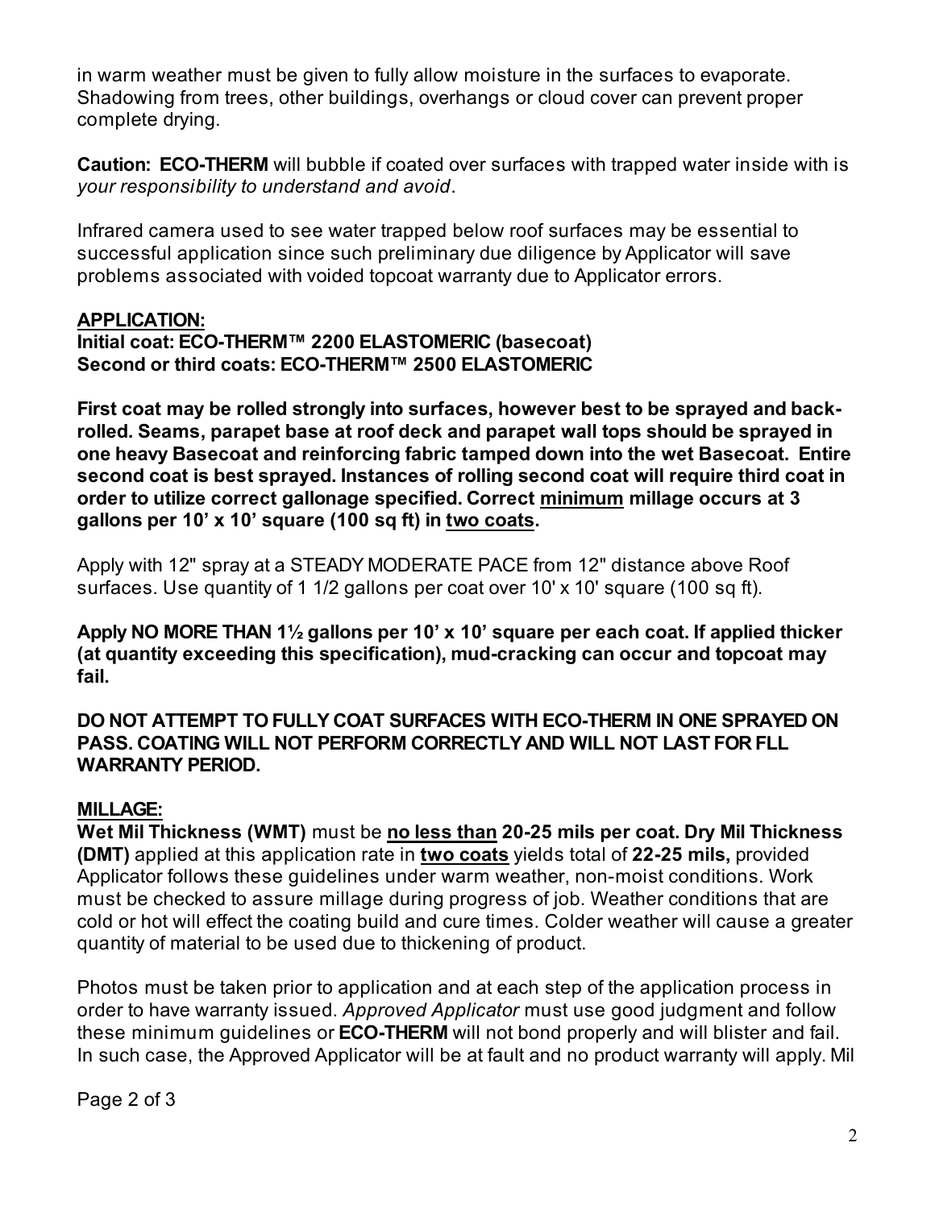in warm weather must be given to fully allow moisture in the surfaces to evaporate. Shadowing from trees, other buildings, overhangs or cloud cover can prevent proper complete drying.

**Caution: ECO-THERM** will bubble if coated over surfaces with trapped water inside with is *your responsibility to understand and avoid*.

Infrared camera used to see water trapped below roof surfaces may be essential to successful application since such preliminary due diligence by Applicator will save problems associated with voided topcoat warranty due to Applicator errors.

**APPLICATION:**
**Initial coat: ECO-THERM™ 2200 ELASTOMERIC (basecoat)**
**Second or third coats: ECO-THERM™ 2500 ELASTOMERIC**

**First coat may be rolled strongly into surfaces, however best to be sprayed and back-rolled. Seams, parapet base at roof deck and parapet wall tops should be sprayed in one heavy Basecoat and reinforcing fabric tamped down into the wet Basecoat. Entire second coat is best sprayed. Instances of rolling second coat will require third coat in order to utilize correct gallonage specified. Correct minimum millage occurs at 3 gallons per 10' x 10' square (100 sq ft) in two coats.**

Apply with 12" spray at a STEADY MODERATE PACE from 12" distance above Roof surfaces. Use quantity of 1 1/2 gallons per coat over 10' x 10' square (100 sq ft).

**Apply NO MORE THAN 1½ gallons per 10' x 10' square per each coat. If applied thicker (at quantity exceeding this specification), mud-cracking can occur and topcoat may fail.**

**DO NOT ATTEMPT TO FULLY COAT SURFACES WITH ECO-THERM IN ONE SPRAYED ON PASS. COATING WILL NOT PERFORM CORRECTLY AND WILL NOT LAST FOR FLL WARRANTY PERIOD.**

**MILLAGE:**
**Wet Mil Thickness (WMT)** must be **no less than 20-25 mils per coat. Dry Mil Thickness (DMT)** applied at this application rate in **two coats** yields total of **22-25 mils,** provided Applicator follows these guidelines under warm weather, non-moist conditions. Work must be checked to assure millage during progress of job. Weather conditions that are cold or hot will effect the coating build and cure times. Colder weather will cause a greater quantity of material to be used due to thickening of product.

Photos must be taken prior to application and at each step of the application process in order to have warranty issued. *Approved Applicator* must use good judgment and follow these minimum guidelines or **ECO-THERM** will not bond properly and will blister and fail. In such case, the Approved Applicator will be at fault and no product warranty will apply. Mil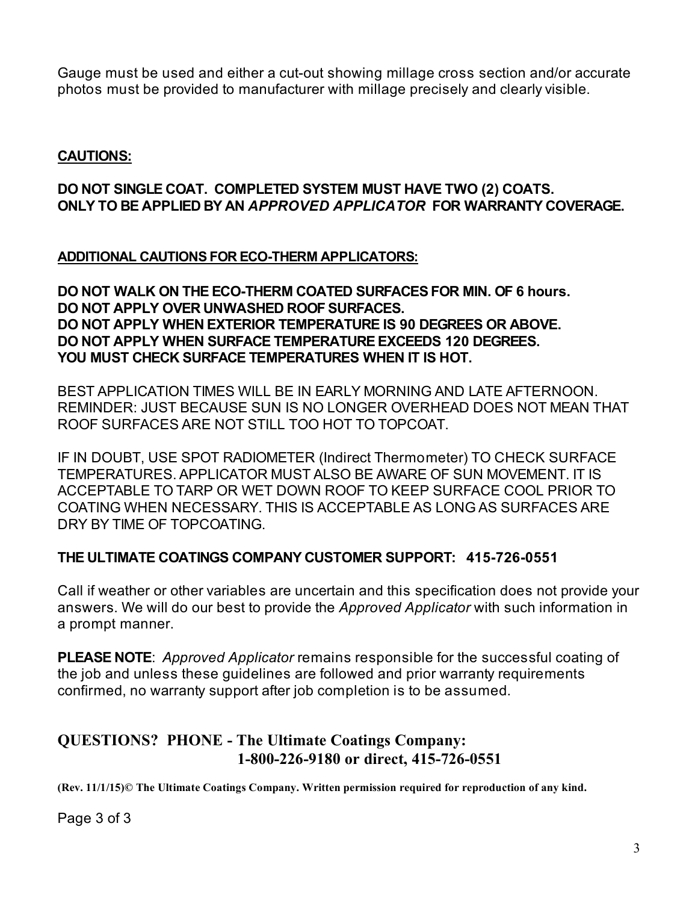Gauge must be used and either a cut-out showing millage cross section and/or accurate photos must be provided to manufacturer with millage precisely and clearly visible.

**CAUTIONS:**

**DO NOT SINGLE COAT. COMPLETED SYSTEM MUST HAVE TWO (2) COATS.**
**ONLY TO BE APPLIED BY AN *APPROVED APPLICATOR* FOR WARRANTY COVERAGE.**

**ADDITIONAL CAUTIONS FOR ECO-THERM APPLICATORS:**

**DO NOT WALK ON THE ECO-THERM COATED SURFACES FOR MIN. OF 6 hours.**
**DO NOT APPLY OVER UNWASHED ROOF SURFACES.**
**DO NOT APPLY WHEN EXTERIOR TEMPERATURE IS 90 DEGREES OR ABOVE.**
**DO NOT APPLY WHEN SURFACE TEMPERATURE EXCEEDS 120 DEGREES.**
**YOU MUST CHECK SURFACE TEMPERATURES WHEN IT IS HOT.**

BEST APPLICATION TIMES WILL BE IN EARLY MORNING AND LATE AFTERNOON. REMINDER: JUST BECAUSE SUN IS NO LONGER OVERHEAD DOES NOT MEAN THAT ROOF SURFACES ARE NOT STILL TOO HOT TO TOPCOAT.

IF IN DOUBT, USE SPOT RADIOMETER (Indirect Thermometer) TO CHECK SURFACE TEMPERATURES. APPLICATOR MUST ALSO BE AWARE OF SUN MOVEMENT. IT IS ACCEPTABLE TO TARP OR WET DOWN ROOF TO KEEP SURFACE COOL PRIOR TO COATING WHEN NECESSARY. THIS IS ACCEPTABLE AS LONG AS SURFACES ARE DRY BY TIME OF TOPCOATING.

**THE ULTIMATE COATINGS COMPANY CUSTOMER SUPPORT: 415-726-0551**

Call if weather or other variables are uncertain and this specification does not provide your answers. We will do our best to provide the *Approved Applicator* with such information in a prompt manner.

**PLEASE NOTE**: *Approved Applicator* remains responsible for the successful coating of the job and unless these guidelines are followed and prior warranty requirements confirmed, no warranty support after job completion is to be assumed.

## QUESTIONS? PHONE - The Ultimate Coatings Company: 1-800-226-9180 or direct, 415-726-0551

**(Rev. 11/1/15)© The Ultimate Coatings Company. Written permission required for reproduction of any kind.**